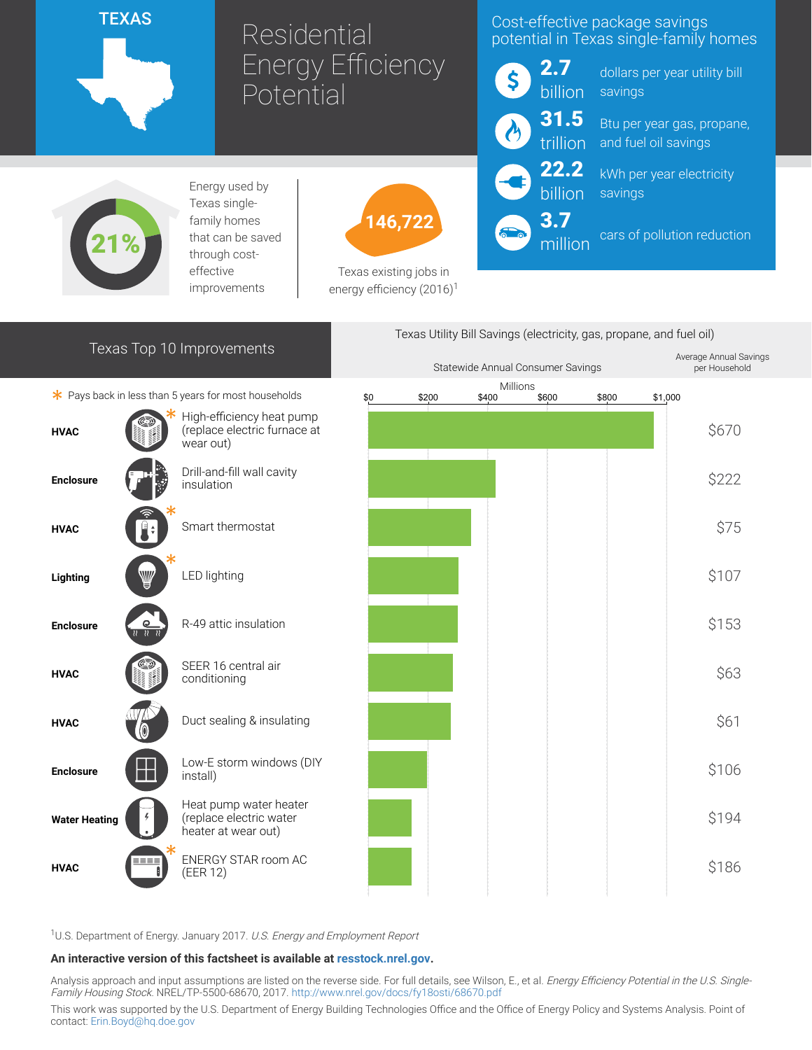# TEXAS

# Residential Energy Efficiency Potential

## Cost-effective package savings potential in Texas single-family homes

- **2.7 billion** dollars per year utility bill savings
- **31.5 trillion** Btu per year gas, propane, and fuel oil savings
- **22.2 billion** kWh per year electricity savings
- **3.7 million** cars of pollution reduction

**21%** Energy used by Texas single-family homes that can be saved through cost-effective improvements

**146,722** Texas existing jobs in energy efficiency (2016)[1]

## Texas Top 10 Improvements

\* Pays back in less than 5 years for most households

Texas Utility Bill Savings (electricity, gas, propane, and fuel oil)

| Category | Improvement | Average Annual Savings per Household |
|---|---|---|
| HVAC | High-efficiency heat pump (replace electric furnace at wear out) * | $670 |
| Enclosure | Drill-and-fill wall cavity insulation | $222 |
| HVAC | Smart thermostat * | $75 |
| Lighting | LED lighting * | $107 |
| Enclosure | R-49 attic insulation | $153 |
| HVAC | SEER 16 central air conditioning | $63 |
| HVAC | Duct sealing & insulating | $61 |
| Enclosure | Low-E storm windows (DIY install) | $106 |
| Water Heating | Heat pump water heater (replace electric water heater at wear out) | $194 |
| HVAC | ENERGY STAR room AC (EER 12) * | $186 |

[1]U.S. Department of Energy. January 2017. *U.S. Energy and Employment Report*

**An interactive version of this factsheet is available at resstock.nrel.gov.**

Analysis approach and input assumptions are listed on the reverse side. For full details, see Wilson, E., et al. *Energy Efficiency Potential in the U.S. Single-Family Housing Stock*. NREL/TP-5500-68670, 2017. http://www.nrel.gov/docs/fy18osti/68670.pdf

This work was supported by the U.S. Department of Energy Building Technologies Office and the Office of Energy Policy and Systems Analysis. Point of contact: Erin.Boyd@hq.doe.gov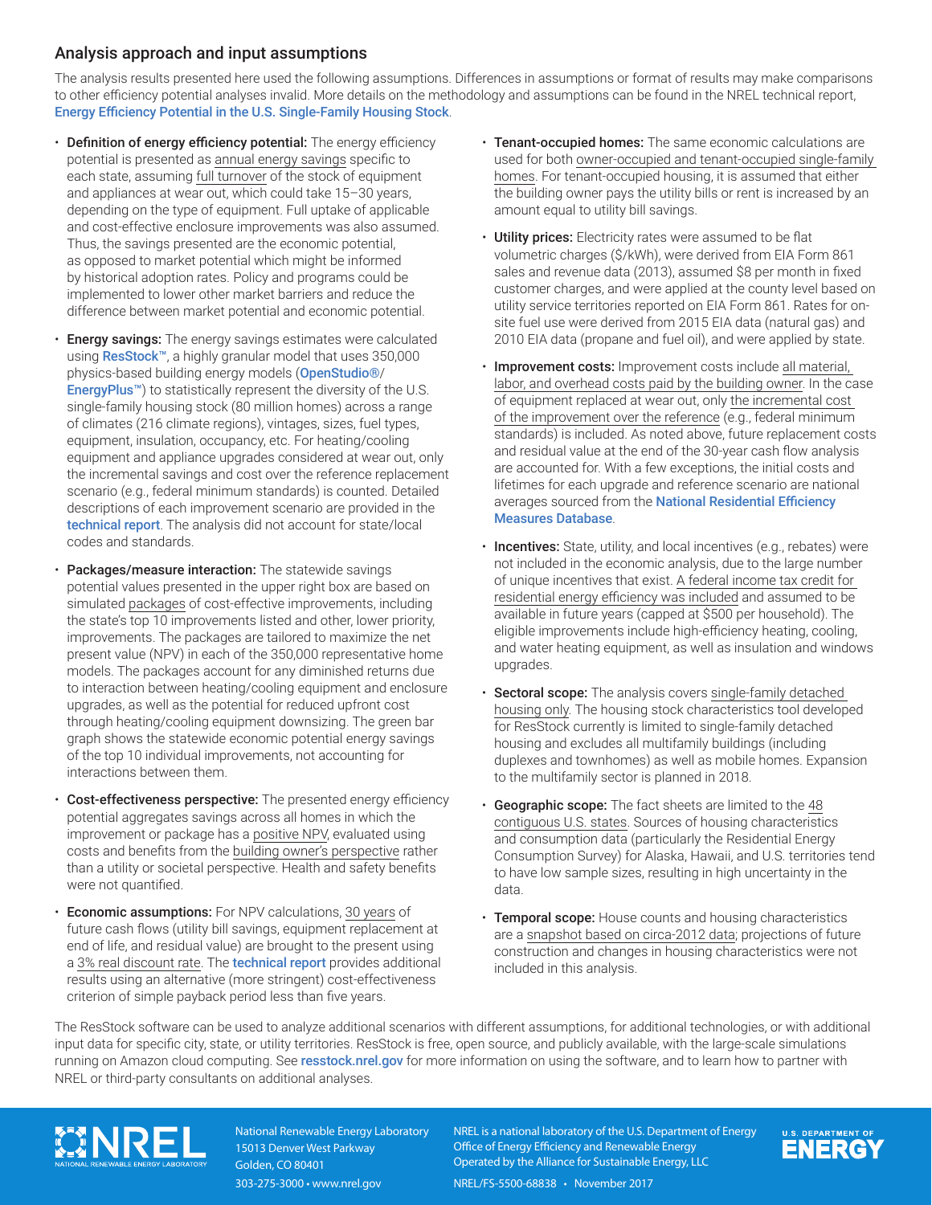## Analysis approach and input assumptions

The analysis results presented here used the following assumptions. Differences in assumptions or format of results may make comparisons to other efficiency potential analyses invalid. More details on the methodology and assumptions can be found in the NREL technical report, Energy Efficiency Potential in the U.S. Single-Family Housing Stock.

- **Definition of energy efficiency potential:** The energy efficiency potential is presented as annual energy savings specific to each state, assuming full turnover of the stock of equipment and appliances at wear out, which could take 15–30 years, depending on the type of equipment. Full uptake of applicable and cost-effective enclosure improvements was also assumed. Thus, the savings presented are the economic potential, as opposed to market potential which might be informed by historical adoption rates. Policy and programs could be implemented to lower other market barriers and reduce the difference between market potential and economic potential.
- **Energy savings:** The energy savings estimates were calculated using ResStock™, a highly granular model that uses 350,000 physics-based building energy models (OpenStudio®/EnergyPlus™) to statistically represent the diversity of the U.S. single-family housing stock (80 million homes) across a range of climates (216 climate regions), vintages, sizes, fuel types, equipment, insulation, occupancy, etc. For heating/cooling equipment and appliance upgrades considered at wear out, only the incremental savings and cost over the reference replacement scenario (e.g., federal minimum standards) is counted. Detailed descriptions of each improvement scenario are provided in the technical report. The analysis did not account for state/local codes and standards.
- **Packages/measure interaction:** The statewide savings potential values presented in the upper right box are based on simulated packages of cost-effective improvements, including the state's top 10 improvements listed and other, lower priority, improvements. The packages are tailored to maximize the net present value (NPV) in each of the 350,000 representative home models. The packages account for any diminished returns due to interaction between heating/cooling equipment and enclosure upgrades, as well as the potential for reduced upfront cost through heating/cooling equipment downsizing. The green bar graph shows the statewide economic potential energy savings of the top 10 individual improvements, not accounting for interactions between them.
- **Cost-effectiveness perspective:** The presented energy efficiency potential aggregates savings across all homes in which the improvement or package has a positive NPV, evaluated using costs and benefits from the building owner's perspective rather than a utility or societal perspective. Health and safety benefits were not quantified.
- **Economic assumptions:** For NPV calculations, 30 years of future cash flows (utility bill savings, equipment replacement at end of life, and residual value) are brought to the present using a 3% real discount rate. The technical report provides additional results using an alternative (more stringent) cost-effectiveness criterion of simple payback period less than five years.
- **Tenant-occupied homes:** The same economic calculations are used for both owner-occupied and tenant-occupied single-family homes. For tenant-occupied housing, it is assumed that either the building owner pays the utility bills or rent is increased by an amount equal to utility bill savings.
- **Utility prices:** Electricity rates were assumed to be flat volumetric charges ($/kWh), were derived from EIA Form 861 sales and revenue data (2013), assumed $8 per month in fixed customer charges, and were applied at the county level based on utility service territories reported on EIA Form 861. Rates for on-site fuel use were derived from 2015 EIA data (natural gas) and 2010 EIA data (propane and fuel oil), and were applied by state.
- **Improvement costs:** Improvement costs include all material, labor, and overhead costs paid by the building owner. In the case of equipment replaced at wear out, only the incremental cost of the improvement over the reference (e.g., federal minimum standards) is included. As noted above, future replacement costs and residual value at the end of the 30-year cash flow analysis are accounted for. With a few exceptions, the initial costs and lifetimes for each upgrade and reference scenario are national averages sourced from the National Residential Efficiency Measures Database.
- **Incentives:** State, utility, and local incentives (e.g., rebates) were not included in the economic analysis, due to the large number of unique incentives that exist. A federal income tax credit for residential energy efficiency was included and assumed to be available in future years (capped at $500 per household). The eligible improvements include high-efficiency heating, cooling, and water heating equipment, as well as insulation and windows upgrades.
- **Sectoral scope:** The analysis covers single-family detached housing only. The housing stock characteristics tool developed for ResStock currently is limited to single-family detached housing and excludes all multifamily buildings (including duplexes and townhomes) as well as mobile homes. Expansion to the multifamily sector is planned in 2018.
- **Geographic scope:** The fact sheets are limited to the 48 contiguous U.S. states. Sources of housing characteristics and consumption data (particularly the Residential Energy Consumption Survey) for Alaska, Hawaii, and U.S. territories tend to have low sample sizes, resulting in high uncertainty in the data.
- **Temporal scope:** House counts and housing characteristics are a snapshot based on circa-2012 data; projections of future construction and changes in housing characteristics were not included in this analysis.

The ResStock software can be used to analyze additional scenarios with different assumptions, for additional technologies, or with additional input data for specific city, state, or utility territories. ResStock is free, open source, and publicly available, with the large-scale simulations running on Amazon cloud computing. See resstock.nrel.gov for more information on using the software, and to learn how to partner with NREL or third-party consultants on additional analyses.

NREL National Renewable Energy Laboratory

National Renewable Energy Laboratory
15013 Denver West Parkway
Golden, CO 80401
303-275-3000 • www.nrel.gov

NREL is a national laboratory of the U.S. Department of Energy
Office of Energy Efficiency and Renewable Energy
Operated by the Alliance for Sustainable Energy, LLC

NREL/FS-5500-68838 • November 2017

U.S. DEPARTMENT OF ENERGY